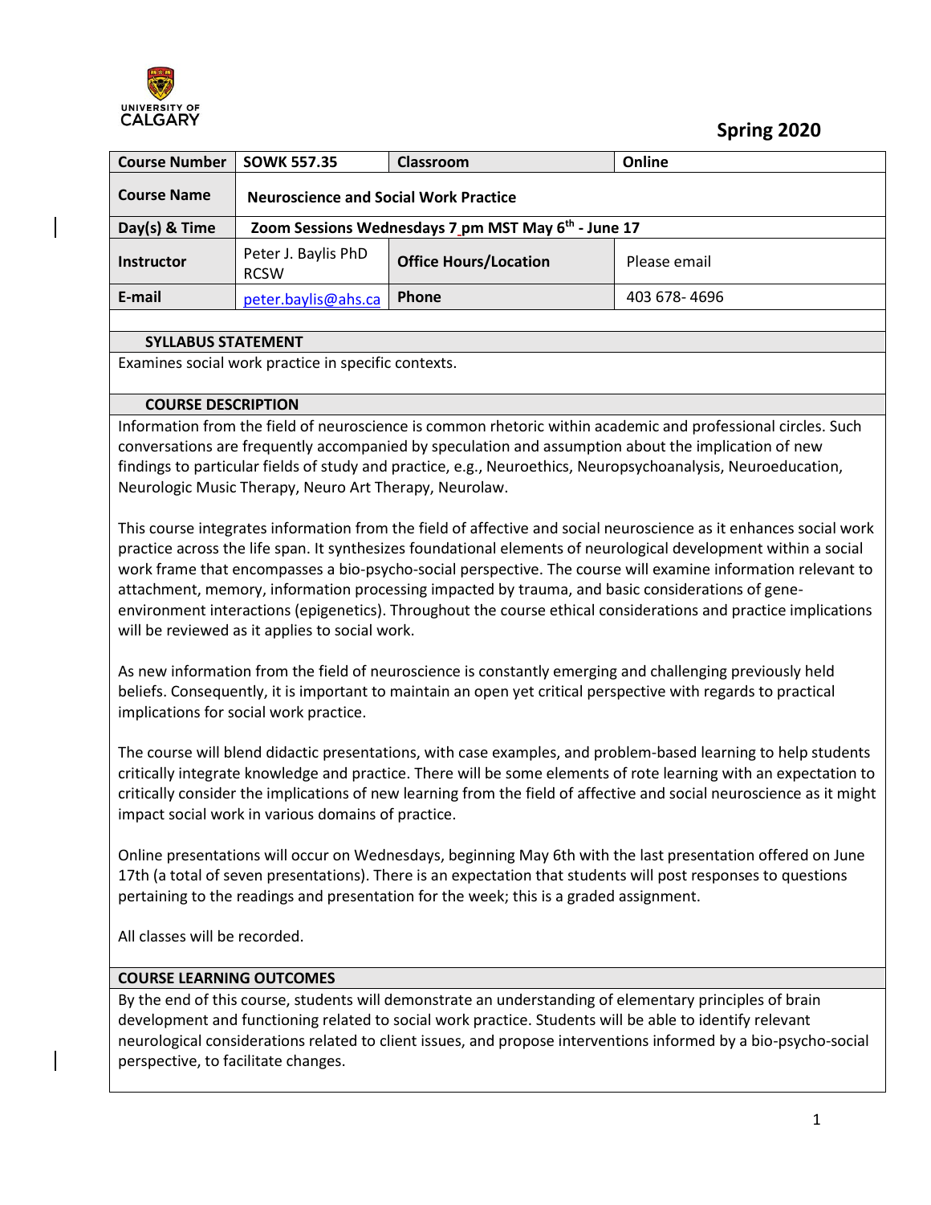UNIVERSITY OF CALGARY

**Spring 2020**

| Course Number | SOWK 557.35 | Classroom | Online |
|---|---|---|---|
| Course Name | Neuroscience and Social Work Practice | | |
| Day(s) & Time | Zoom Sessions Wednesdays 7 pm MST May 6th - June 17 | | |
| Instructor | Peter J. Baylis PhD RCSW | Office Hours/Location | Please email |
| E-mail | peter.baylis@ahs.ca | Phone | 403 678- 4696 |

## SYLLABUS STATEMENT

Examines social work practice in specific contexts.

## COURSE DESCRIPTION

Information from the field of neuroscience is common rhetoric within academic and professional circles. Such conversations are frequently accompanied by speculation and assumption about the implication of new findings to particular fields of study and practice, e.g., Neuroethics, Neuropsychoanalysis, Neuroeducation, Neurologic Music Therapy, Neuro Art Therapy, Neurolaw.

This course integrates information from the field of affective and social neuroscience as it enhances social work practice across the life span. It synthesizes foundational elements of neurological development within a social work frame that encompasses a bio-psycho-social perspective. The course will examine information relevant to attachment, memory, information processing impacted by trauma, and basic considerations of gene-environment interactions (epigenetics). Throughout the course ethical considerations and practice implications will be reviewed as it applies to social work.

As new information from the field of neuroscience is constantly emerging and challenging previously held beliefs. Consequently, it is important to maintain an open yet critical perspective with regards to practical implications for social work practice.

The course will blend didactic presentations, with case examples, and problem-based learning to help students critically integrate knowledge and practice. There will be some elements of rote learning with an expectation to critically consider the implications of new learning from the field of affective and social neuroscience as it might impact social work in various domains of practice.

Online presentations will occur on Wednesdays, beginning May 6th with the last presentation offered on June 17th (a total of seven presentations). There is an expectation that students will post responses to questions pertaining to the readings and presentation for the week; this is a graded assignment.

All classes will be recorded.

## COURSE LEARNING OUTCOMES

By the end of this course, students will demonstrate an understanding of elementary principles of brain development and functioning related to social work practice. Students will be able to identify relevant neurological considerations related to client issues, and propose interventions informed by a bio-psycho-social perspective, to facilitate changes.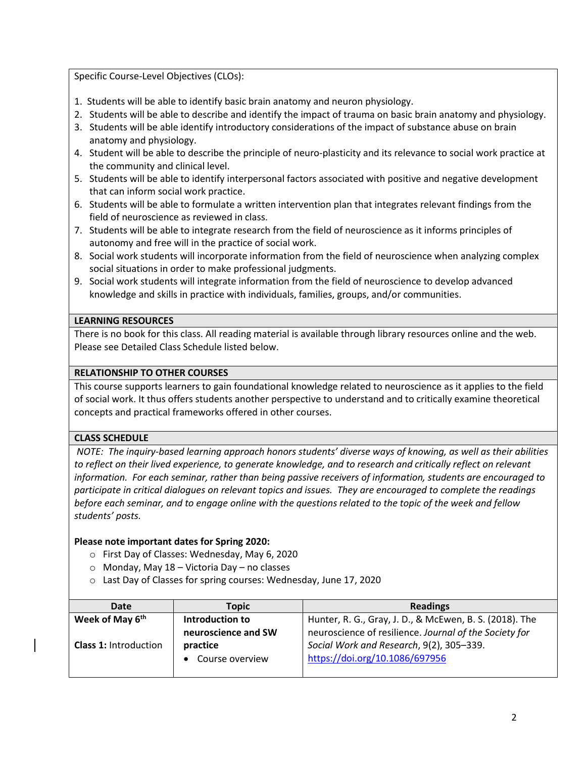Specific Course-Level Objectives (CLOs):

1. Students will be able to identify basic brain anatomy and neuron physiology.
2. Students will be able to describe and identify the impact of trauma on basic brain anatomy and physiology.
3. Students will be able identify introductory considerations of the impact of substance abuse on brain anatomy and physiology.
4. Student will be able to describe the principle of neuro-plasticity and its relevance to social work practice at the community and clinical level.
5. Students will be able to identify interpersonal factors associated with positive and negative development that can inform social work practice.
6. Students will be able to formulate a written intervention plan that integrates relevant findings from the field of neuroscience as reviewed in class.
7. Students will be able to integrate research from the field of neuroscience as it informs principles of autonomy and free will in the practice of social work.
8. Social work students will incorporate information from the field of neuroscience when analyzing complex social situations in order to make professional judgments.
9. Social work students will integrate information from the field of neuroscience to develop advanced knowledge and skills in practice with individuals, families, groups, and/or communities.

## LEARNING RESOURCES

There is no book for this class. All reading material is available through library resources online and the web. Please see Detailed Class Schedule listed below.

## RELATIONSHIP TO OTHER COURSES

This course supports learners to gain foundational knowledge related to neuroscience as it applies to the field of social work. It thus offers students another perspective to understand and to critically examine theoretical concepts and practical frameworks offered in other courses.

## CLASS SCHEDULE

*NOTE: The inquiry-based learning approach honors students' diverse ways of knowing, as well as their abilities to reflect on their lived experience, to generate knowledge, and to research and critically reflect on relevant information. For each seminar, rather than being passive receivers of information, students are encouraged to participate in critical dialogues on relevant topics and issues. They are encouraged to complete the readings before each seminar, and to engage online with the questions related to the topic of the week and fellow students' posts.*

**Please note important dates for Spring 2020:**

- First Day of Classes: Wednesday, May 6, 2020
- Monday, May 18 – Victoria Day – no classes
- Last Day of Classes for spring courses: Wednesday, June 17, 2020

| Date | Topic | Readings |
|---|---|---|
| **Week of May 6th**<br><br>**Class 1:** Introduction | **Introduction to neuroscience and SW practice**<br>• Course overview | Hunter, R. G., Gray, J. D., & McEwen, B. S. (2018). The neuroscience of resilience. *Journal of the Society for Social Work and Research*, 9(2), 305–339. https://doi.org/10.1086/697956 |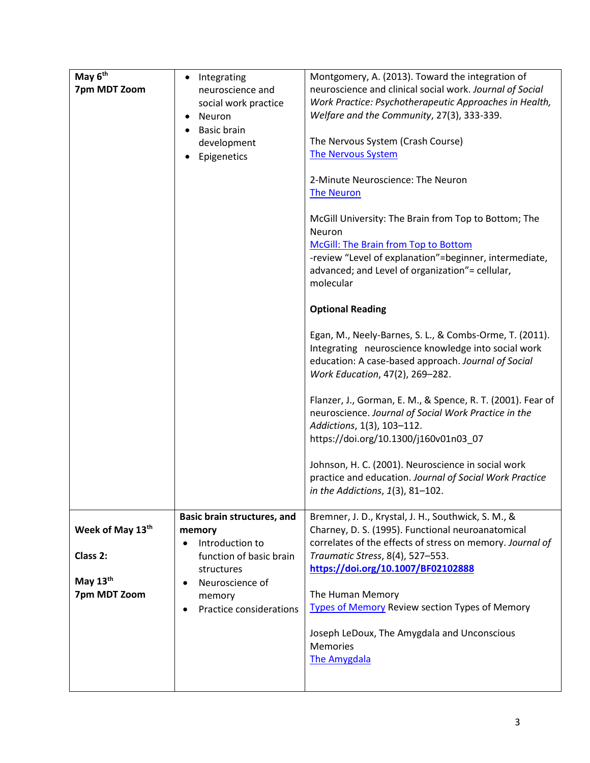| | | |
|---|---|---|
| **May 6th**<br>**7pm MDT Zoom** | • Integrating neuroscience and social work practice<br>• Neuron<br>• Basic brain development<br>• Epigenetics | Montgomery, A. (2013). Toward the integration of neuroscience and clinical social work. *Journal of Social Work Practice: Psychotherapeutic Approaches in Health, Welfare and the Community*, 27(3), 333-339.<br><br>The Nervous System (Crash Course)<br>The Nervous System<br><br>2-Minute Neuroscience: The Neuron<br>The Neuron<br><br>McGill University: The Brain from Top to Bottom; The Neuron<br>McGill: The Brain from Top to Bottom<br>-review "Level of explanation"=beginner, intermediate, advanced; and Level of organization"= cellular, molecular<br><br>**Optional Reading**<br><br>Egan, M., Neely-Barnes, S. L., & Combs-Orme, T. (2011). Integrating neuroscience knowledge into social work education: A case-based approach. *Journal of Social Work Education*, 47(2), 269–282.<br><br>Flanzer, J., Gorman, E. M., & Spence, R. T. (2001). Fear of neuroscience. *Journal of Social Work Practice in the Addictions*, 1(3), 103–112. https://doi.org/10.1300/j160v01n03_07<br><br>Johnson, H. C. (2001). Neuroscience in social work practice and education. *Journal of Social Work Practice in the Addictions*, *1*(3), 81–102. |
| **Week of May 13th**<br><br>**Class 2:**<br><br>**May 13th**<br>**7pm MDT Zoom** | **Basic brain structures, and memory**<br>• Introduction to function of basic brain structures<br>• Neuroscience of memory<br>• Practice considerations | Bremner, J. D., Krystal, J. H., Southwick, S. M., & Charney, D. S. (1995). Functional neuroanatomical correlates of the effects of stress on memory. *Journal of Traumatic Stress*, 8(4), 527–553. **https://doi.org/10.1007/BF02102888**<br><br>The Human Memory<br>Types of Memory Review section Types of Memory<br><br>Joseph LeDoux, The Amygdala and Unconscious Memories<br>The Amygdala |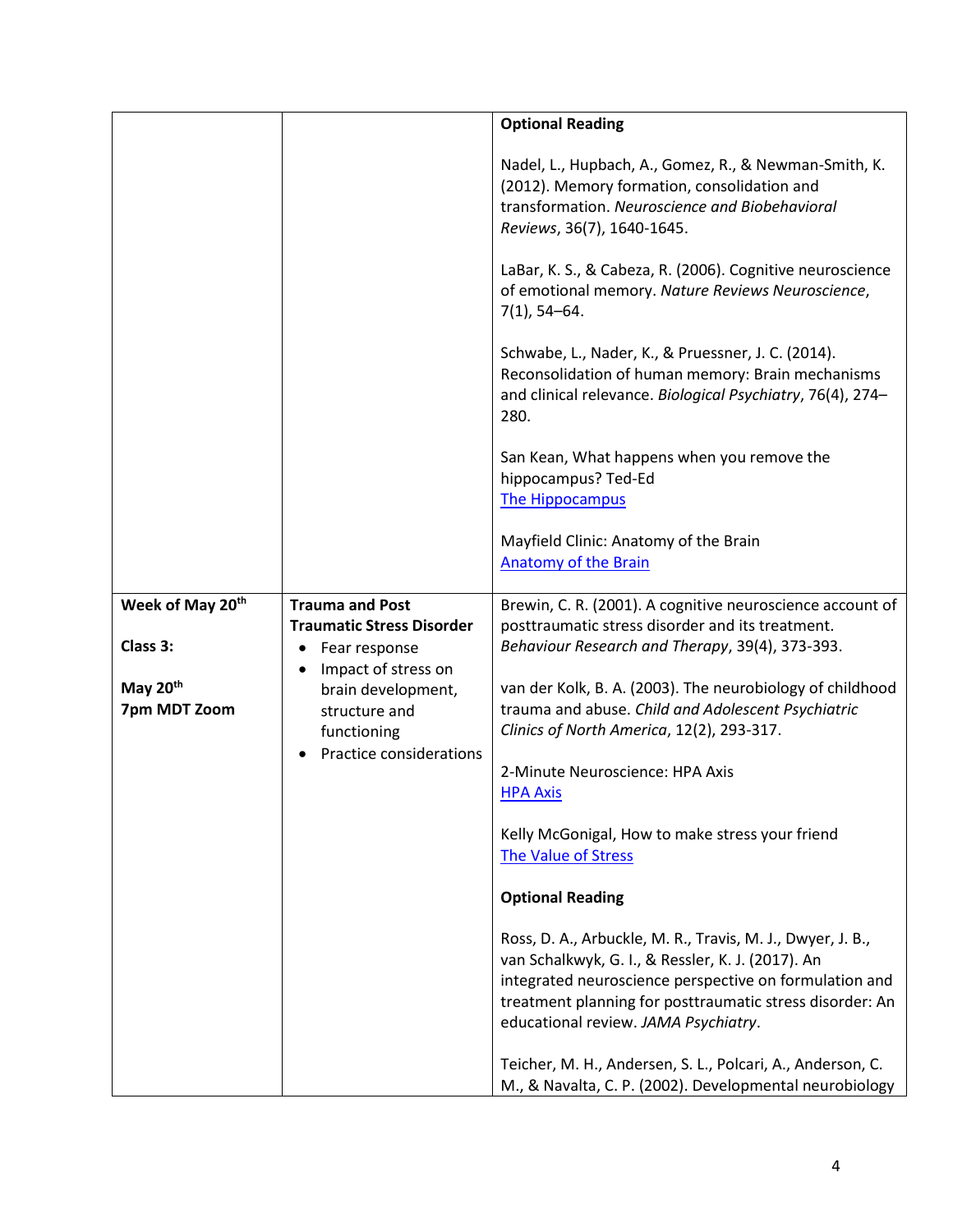| | | |
|---|---|---|
| | | **Optional Reading**<br><br>Nadel, L., Hupbach, A., Gomez, R., & Newman-Smith, K. (2012). Memory formation, consolidation and transformation. *Neuroscience and Biobehavioral Reviews*, 36(7), 1640-1645.<br><br>LaBar, K. S., & Cabeza, R. (2006). Cognitive neuroscience of emotional memory. *Nature Reviews Neuroscience*, 7(1), 54–64.<br><br>Schwabe, L., Nader, K., & Pruessner, J. C. (2014). Reconsolidation of human memory: Brain mechanisms and clinical relevance. *Biological Psychiatry*, 76(4), 274–280.<br><br>San Kean, What happens when you remove the hippocampus? Ted-Ed<br>The Hippocampus<br><br>Mayfield Clinic: Anatomy of the Brain<br>Anatomy of the Brain |
| **Week of May 20th**<br><br>**Class 3:**<br><br>**May 20th**<br>**7pm MDT Zoom** | **Trauma and Post Traumatic Stress Disorder**<br>• Fear response<br>• Impact of stress on brain development, structure and functioning<br>• Practice considerations | Brewin, C. R. (2001). A cognitive neuroscience account of posttraumatic stress disorder and its treatment. *Behaviour Research and Therapy*, 39(4), 373-393.<br><br>van der Kolk, B. A. (2003). The neurobiology of childhood trauma and abuse. *Child and Adolescent Psychiatric Clinics of North America*, 12(2), 293-317.<br><br>2-Minute Neuroscience: HPA Axis<br>HPA Axis<br><br>Kelly McGonigal, How to make stress your friend<br>The Value of Stress<br><br>**Optional Reading**<br><br>Ross, D. A., Arbuckle, M. R., Travis, M. J., Dwyer, J. B., van Schalkwyk, G. I., & Ressler, K. J. (2017). An integrated neuroscience perspective on formulation and treatment planning for posttraumatic stress disorder: An educational review. *JAMA Psychiatry*.<br><br>Teicher, M. H., Andersen, S. L., Polcari, A., Anderson, C. M., & Navalta, C. P. (2002). Developmental neurobiology |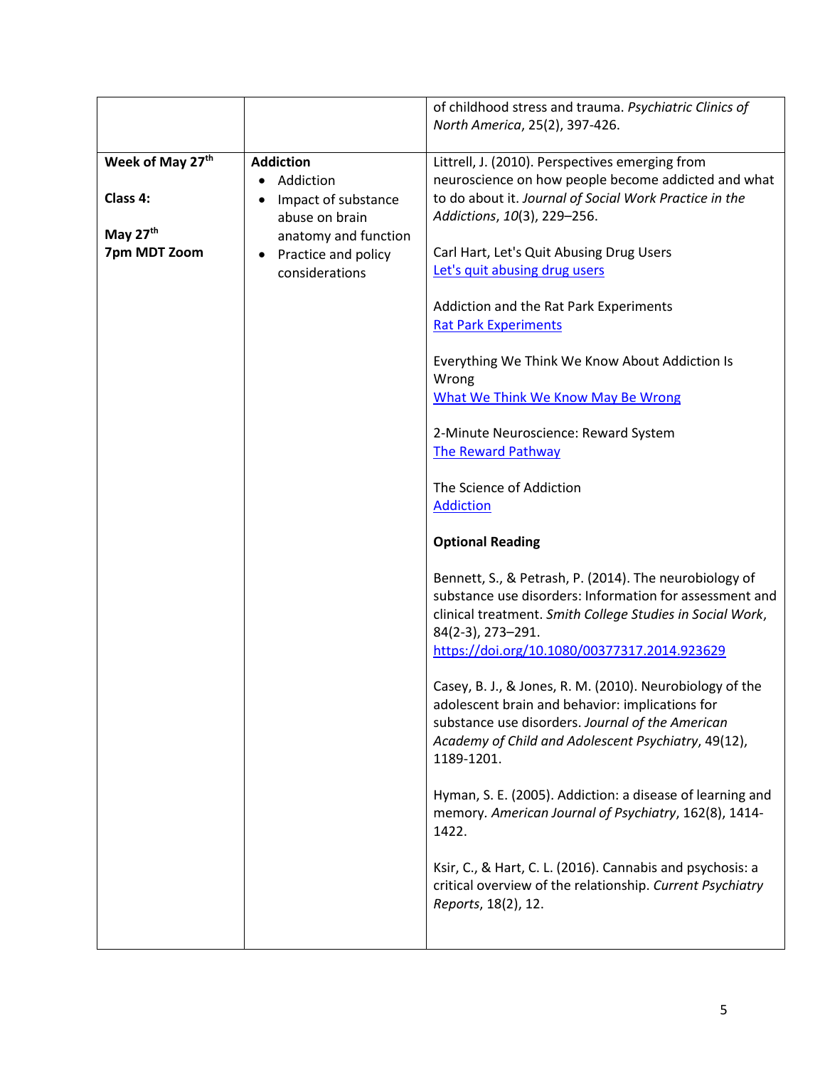| | | |
|---|---|---|
| | | of childhood stress and trauma. *Psychiatric Clinics of North America*, 25(2), 397-426. |
| **Week of May 27th**<br><br>**Class 4:**<br><br>**May 27th**<br>**7pm MDT Zoom** | **Addiction**<br>• Addiction<br>• Impact of substance abuse on brain anatomy and function<br>• Practice and policy considerations | Littrell, J. (2010). Perspectives emerging from neuroscience on how people become addicted and what to do about it. *Journal of Social Work Practice in the Addictions*, *10*(3), 229–256.<br><br>Carl Hart, Let's Quit Abusing Drug Users<br>Let's quit abusing drug users<br><br>Addiction and the Rat Park Experiments<br>Rat Park Experiments<br><br>Everything We Think We Know About Addiction Is Wrong<br>What We Think We Know May Be Wrong<br><br>2-Minute Neuroscience: Reward System<br>The Reward Pathway<br><br>The Science of Addiction<br>Addiction<br><br>**Optional Reading**<br><br>Bennett, S., & Petrash, P. (2014). The neurobiology of substance use disorders: Information for assessment and clinical treatment. *Smith College Studies in Social Work*, 84(2-3), 273–291. https://doi.org/10.1080/00377317.2014.923629<br><br>Casey, B. J., & Jones, R. M. (2010). Neurobiology of the adolescent brain and behavior: implications for substance use disorders. *Journal of the American Academy of Child and Adolescent Psychiatry*, 49(12), 1189-1201.<br><br>Hyman, S. E. (2005). Addiction: a disease of learning and memory. *American Journal of Psychiatry*, 162(8), 1414-1422.<br><br>Ksir, C., & Hart, C. L. (2016). Cannabis and psychosis: a critical overview of the relationship. *Current Psychiatry Reports*, 18(2), 12. |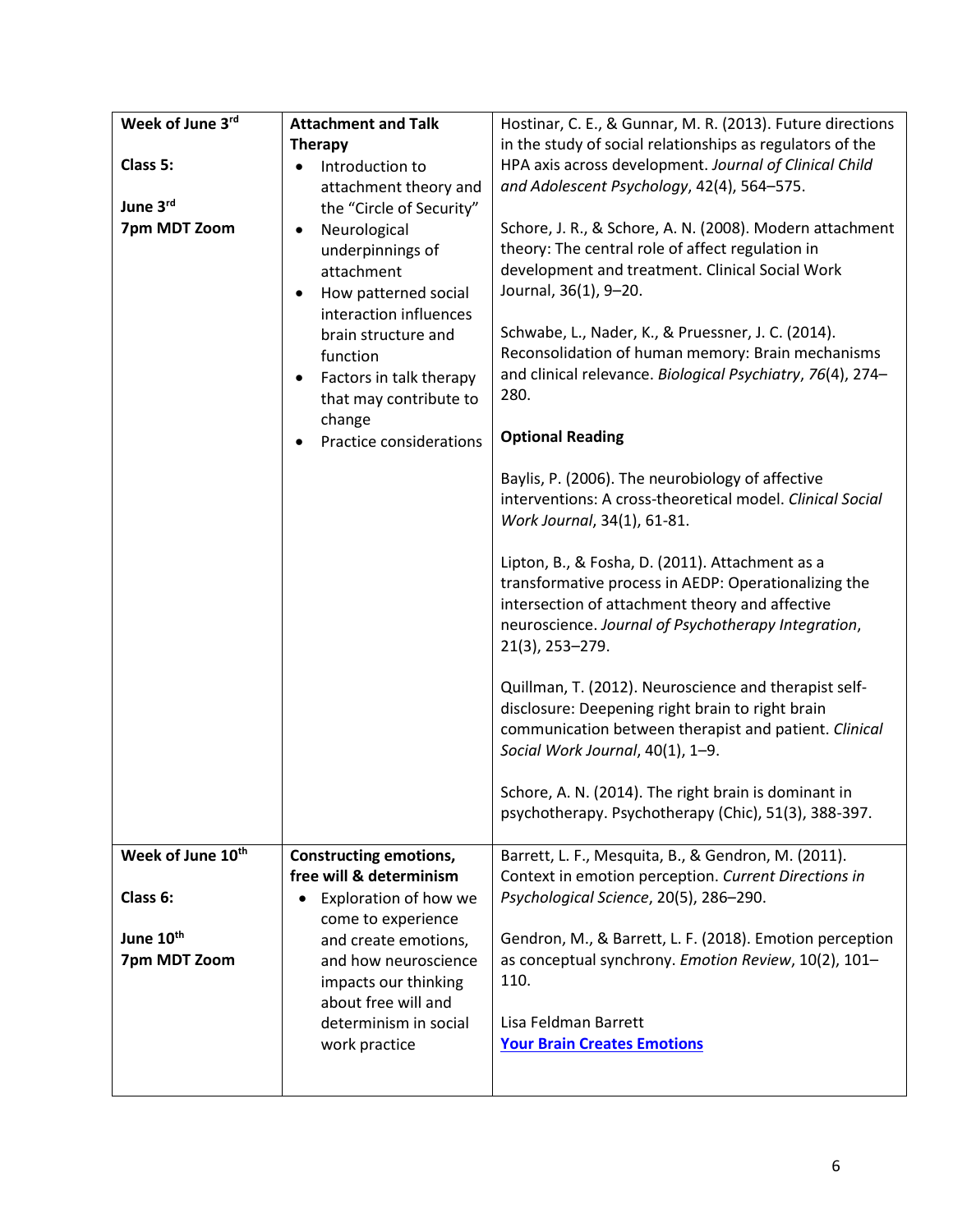| Week of June 3rd<br><br>**Class 5:**<br><br>**June 3rd**<br>**7pm MDT Zoom** | **Attachment and Talk Therapy**<br>• Introduction to attachment theory and the "Circle of Security"<br>• Neurological underpinnings of attachment<br>• How patterned social interaction influences brain structure and function<br>• Factors in talk therapy that may contribute to change<br>• Practice considerations | Hostinar, C. E., & Gunnar, M. R. (2013). Future directions in the study of social relationships as regulators of the HPA axis across development. *Journal of Clinical Child and Adolescent Psychology*, 42(4), 564–575.<br><br>Schore, J. R., & Schore, A. N. (2008). Modern attachment theory: The central role of affect regulation in development and treatment. Clinical Social Work Journal, 36(1), 9–20.<br><br>Schwabe, L., Nader, K., & Pruessner, J. C. (2014). Reconsolidation of human memory: Brain mechanisms and clinical relevance. *Biological Psychiatry*, *76*(4), 274–280.<br><br>**Optional Reading**<br><br>Baylis, P. (2006). The neurobiology of affective interventions: A cross-theoretical model. *Clinical Social Work Journal*, 34(1), 61-81.<br><br>Lipton, B., & Fosha, D. (2011). Attachment as a transformative process in AEDP: Operationalizing the intersection of attachment theory and affective neuroscience. *Journal of Psychotherapy Integration*, 21(3), 253–279.<br><br>Quillman, T. (2012). Neuroscience and therapist self-disclosure: Deepening right brain to right brain communication between therapist and patient. *Clinical Social Work Journal*, 40(1), 1–9.<br><br>Schore, A. N. (2014). The right brain is dominant in psychotherapy. Psychotherapy (Chic), 51(3), 388-397. |
|---|---|---|
| **Week of June 10th**<br><br>**Class 6:**<br><br>**June 10th**<br>**7pm MDT Zoom** | **Constructing emotions, free will & determinism**<br>• Exploration of how we come to experience and create emotions, and how neuroscience impacts our thinking about free will and determinism in social work practice | Barrett, L. F., Mesquita, B., & Gendron, M. (2011). Context in emotion perception. *Current Directions in Psychological Science*, 20(5), 286–290.<br><br>Gendron, M., & Barrett, L. F. (2018). Emotion perception as conceptual synchrony. *Emotion Review*, 10(2), 101–110.<br><br>Lisa Feldman Barrett<br>**Your Brain Creates Emotions** |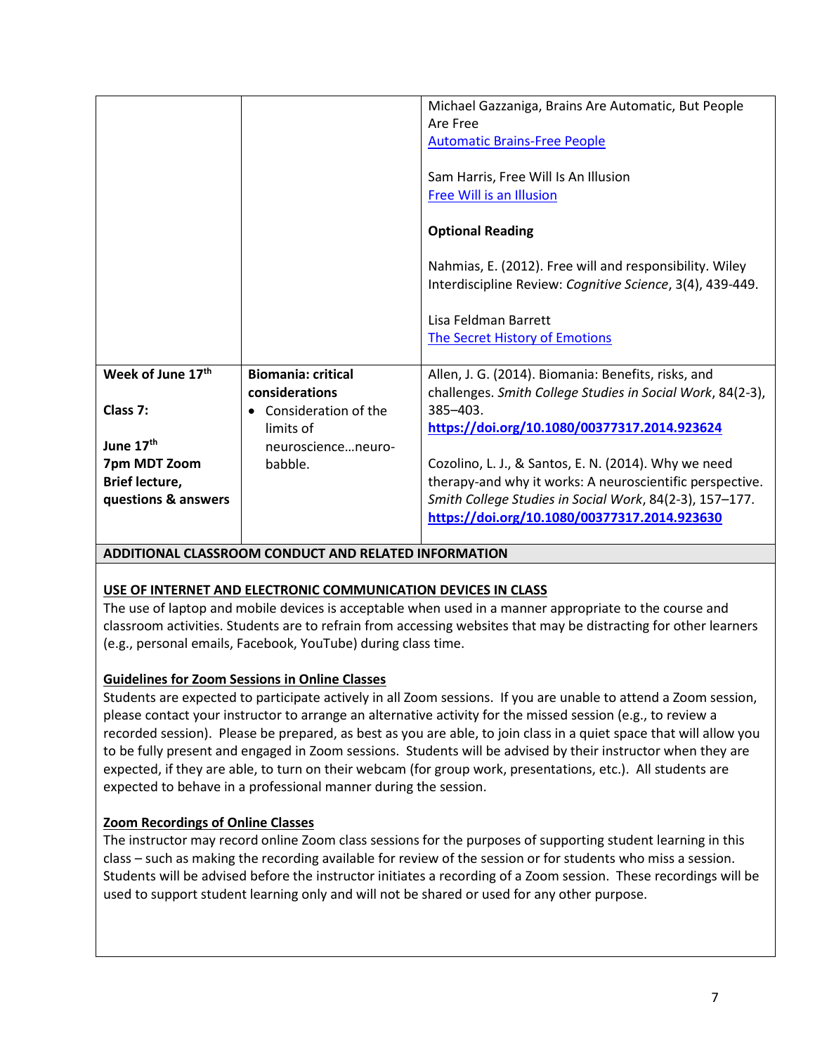| | | |
|---|---|---|
| | | Michael Gazzaniga, Brains Are Automatic, But People Are Free<br>[Automatic Brains-Free People]<br><br>Sam Harris, Free Will Is An Illusion<br>[Free Will is an Illusion]<br><br>**Optional Reading**<br><br>Nahmias, E. (2012). Free will and responsibility. Wiley Interdiscipline Review: *Cognitive Science*, 3(4), 439-449.<br><br>Lisa Feldman Barrett<br>[The Secret History of Emotions] |
| **Week of June 17th**<br><br>**Class 7:**<br><br>**June 17th**<br>**7pm MDT Zoom**<br>**Brief lecture, questions & answers** | **Biomania: critical considerations**<br>• Consideration of the limits of neuroscience…neuro-babble. | Allen, J. G. (2014). Biomania: Benefits, risks, and challenges. *Smith College Studies in Social Work*, 84(2-3), 385–403.<br>**https://doi.org/10.1080/00377317.2014.923624**<br><br>Cozolino, L. J., & Santos, E. N. (2014). Why we need therapy-and why it works: A neuroscientific perspective. *Smith College Studies in Social Work*, 84(2-3), 157–177.<br>**https://doi.org/10.1080/00377317.2014.923630** |

## ADDITIONAL CLASSROOM CONDUCT AND RELATED INFORMATION

### USE OF INTERNET AND ELECTRONIC COMMUNICATION DEVICES IN CLASS

The use of laptop and mobile devices is acceptable when used in a manner appropriate to the course and classroom activities. Students are to refrain from accessing websites that may be distracting for other learners (e.g., personal emails, Facebook, YouTube) during class time.

### Guidelines for Zoom Sessions in Online Classes

Students are expected to participate actively in all Zoom sessions. If you are unable to attend a Zoom session, please contact your instructor to arrange an alternative activity for the missed session (e.g., to review a recorded session). Please be prepared, as best as you are able, to join class in a quiet space that will allow you to be fully present and engaged in Zoom sessions. Students will be advised by their instructor when they are expected, if they are able, to turn on their webcam (for group work, presentations, etc.). All students are expected to behave in a professional manner during the session.

### Zoom Recordings of Online Classes

The instructor may record online Zoom class sessions for the purposes of supporting student learning in this class – such as making the recording available for review of the session or for students who miss a session. Students will be advised before the instructor initiates a recording of a Zoom session. These recordings will be used to support student learning only and will not be shared or used for any other purpose.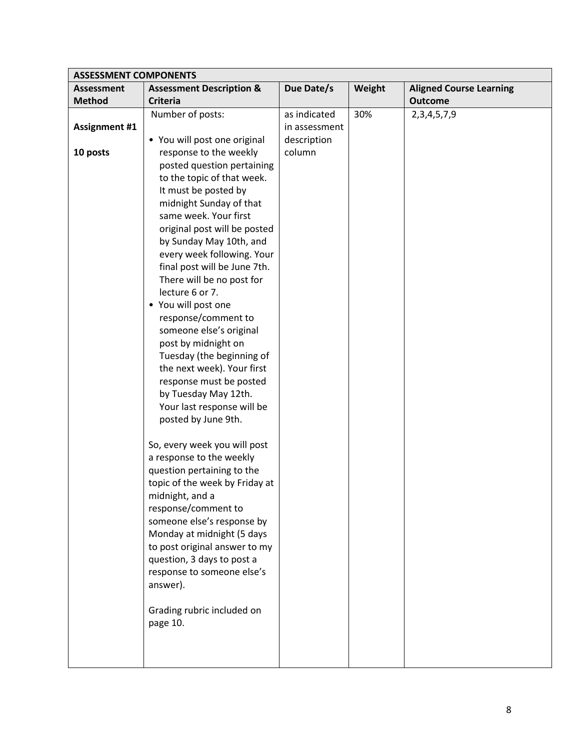| ASSESSMENT COMPONENTS | | | | |
|---|---|---|---|---|
| **Assessment Method** | **Assessment Description & Criteria** | **Due Date/s** | **Weight** | **Aligned Course Learning Outcome** |
| **Assignment #1**<br><br>**10 posts** | Number of posts:<br><br>• You will post one original response to the weekly posted question pertaining to the topic of that week. It must be posted by midnight Sunday of that same week. Your first original post will be posted by Sunday May 10th, and every week following. Your final post will be June 7th. There will be no post for lecture 6 or 7.<br>• You will post one response/comment to someone else's original post by midnight on Tuesday (the beginning of the next week). Your first response must be posted by Tuesday May 12th. Your last response will be posted by June 9th.<br><br>So, every week you will post a response to the weekly question pertaining to the topic of the week by Friday at midnight, and a response/comment to someone else's response by Monday at midnight (5 days to post original answer to my question, 3 days to post a response to someone else's answer).<br><br>Grading rubric included on page 10. | as indicated in assessment description column | 30% | 2,3,4,5,7,9 |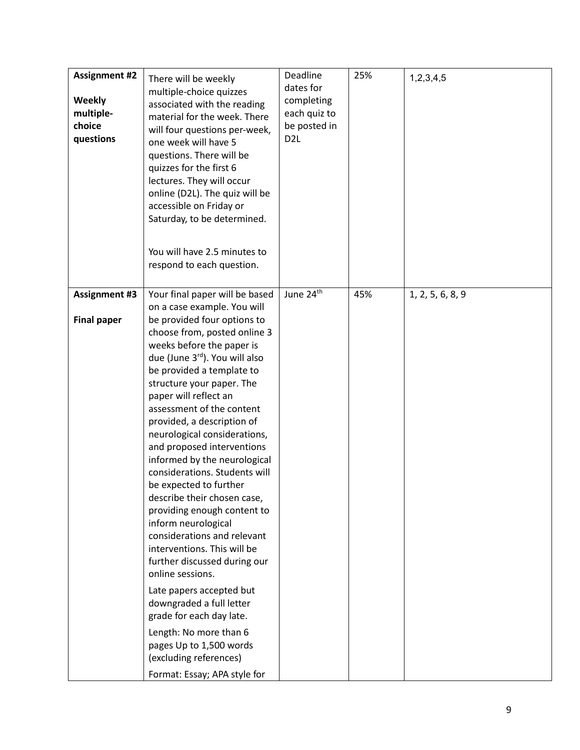| **Assignment #2**<br><br>**Weekly multiple-choice questions** | There will be weekly multiple-choice quizzes associated with the reading material for the week. There will four questions per-week, one week will have 5 questions. There will be quizzes for the first 6 lectures. They will occur online (D2L). The quiz will be accessible on Friday or Saturday, to be determined.<br><br>You will have 2.5 minutes to respond to each question. | Deadline dates for completing each quiz to be posted in D2L | 25% | 1,2,3,4,5 |
|---|---|---|---|---|
| **Assignment #3**<br><br>**Final paper** | Your final paper will be based on a case example. You will be provided four options to choose from, posted online 3 weeks before the paper is due (June 3rd). You will also be provided a template to structure your paper. The paper will reflect an assessment of the content provided, a description of neurological considerations, and proposed interventions informed by the neurological considerations. Students will be expected to further describe their chosen case, providing enough content to inform neurological considerations and relevant interventions. This will be further discussed during our online sessions.<br><br>Late papers accepted but downgraded a full letter grade for each day late.<br><br>Length: No more than 6 pages Up to 1,500 words (excluding references)<br><br>Format: Essay; APA style for | June 24th | 45% | 1, 2, 5, 6, 8, 9 |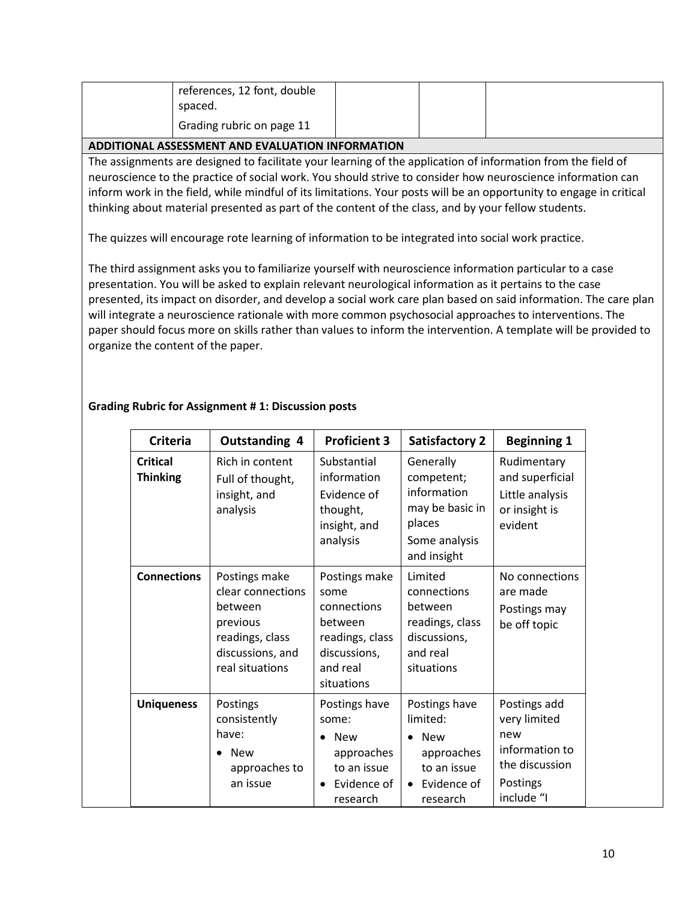| | references, 12 font, double spaced.<br>Grading rubric on page 11 | | | |
|---|---|---|---|---|

**ADDITIONAL ASSESSMENT AND EVALUATION INFORMATION**

The assignments are designed to facilitate your learning of the application of information from the field of neuroscience to the practice of social work. You should strive to consider how neuroscience information can inform work in the field, while mindful of its limitations. Your posts will be an opportunity to engage in critical thinking about material presented as part of the content of the class, and by your fellow students.

The quizzes will encourage rote learning of information to be integrated into social work practice.

The third assignment asks you to familiarize yourself with neuroscience information particular to a case presentation. You will be asked to explain relevant neurological information as it pertains to the case presented, its impact on disorder, and develop a social work care plan based on said information. The care plan will integrate a neuroscience rationale with more common psychosocial approaches to interventions. The paper should focus more on skills rather than values to inform the intervention. A template will be provided to organize the content of the paper.

**Grading Rubric for Assignment # 1: Discussion posts**

| Criteria | Outstanding 4 | Proficient 3 | Satisfactory 2 | Beginning 1 |
|---|---|---|---|---|
| **Critical Thinking** | Rich in content<br>Full of thought, insight, and analysis | Substantial information<br>Evidence of thought, insight, and analysis | Generally competent; information may be basic in places<br>Some analysis and insight | Rudimentary and superficial<br>Little analysis or insight is evident |
| **Connections** | Postings make clear connections between previous readings, class discussions, and real situations | Postings make some connections between readings, class discussions, and real situations | Limited connections between readings, class discussions, and real situations | No connections are made<br>Postings may be off topic |
| **Uniqueness** | Postings consistently have:<br>• New approaches to an issue | Postings have some:<br>• New approaches to an issue<br>• Evidence of research | Postings have limited:<br>• New approaches to an issue<br>• Evidence of research | Postings add very limited new information to the discussion<br>Postings include "I |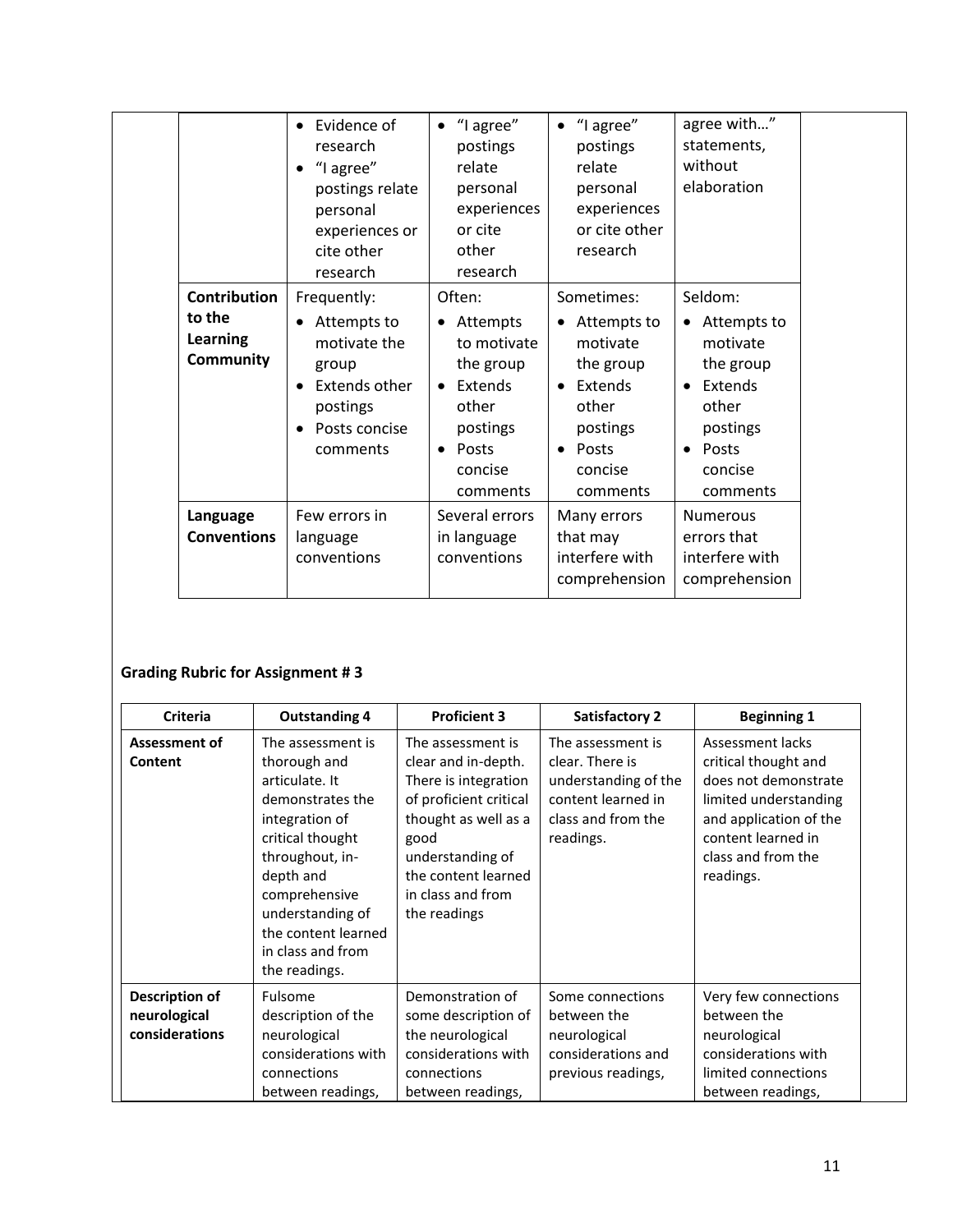| | | | | |
|---|---|---|---|---|
| | • Evidence of research<br>• "I agree" postings relate personal experiences or cite other research | • "I agree" postings relate personal experiences or cite other research | • "I agree" postings relate personal experiences or cite other research | agree with…" statements, without elaboration |
| **Contribution to the Learning Community** | Frequently:<br>• Attempts to motivate the group<br>• Extends other postings<br>• Posts concise comments | Often:<br>• Attempts to motivate the group<br>• Extends other postings<br>• Posts concise comments | Sometimes:<br>• Attempts to motivate the group<br>• Extends other postings<br>• Posts concise comments | Seldom:<br>• Attempts to motivate the group<br>• Extends other postings<br>• Posts concise comments |
| **Language Conventions** | Few errors in language conventions | Several errors in language conventions | Many errors that may interfere with comprehension | Numerous errors that interfere with comprehension |

**Grading Rubric for Assignment # 3**

| Criteria | Outstanding 4 | Proficient 3 | Satisfactory 2 | Beginning 1 |
|---|---|---|---|---|
| **Assessment of Content** | The assessment is thorough and articulate. It demonstrates the integration of critical thought throughout, in-depth and comprehensive understanding of the content learned in class and from the readings. | The assessment is clear and in-depth. There is integration of proficient critical thought as well as a good understanding of the content learned in class and from the readings | The assessment is clear. There is understanding of the content learned in class and from the readings. | Assessment lacks critical thought and does not demonstrate limited understanding and application of the content learned in class and from the readings. |
| **Description of neurological considerations** | Fulsome description of the neurological considerations with connections between readings, | Demonstration of some description of the neurological considerations with connections between readings, | Some connections between the neurological considerations and previous readings, | Very few connections between the neurological considerations with limited connections between readings, |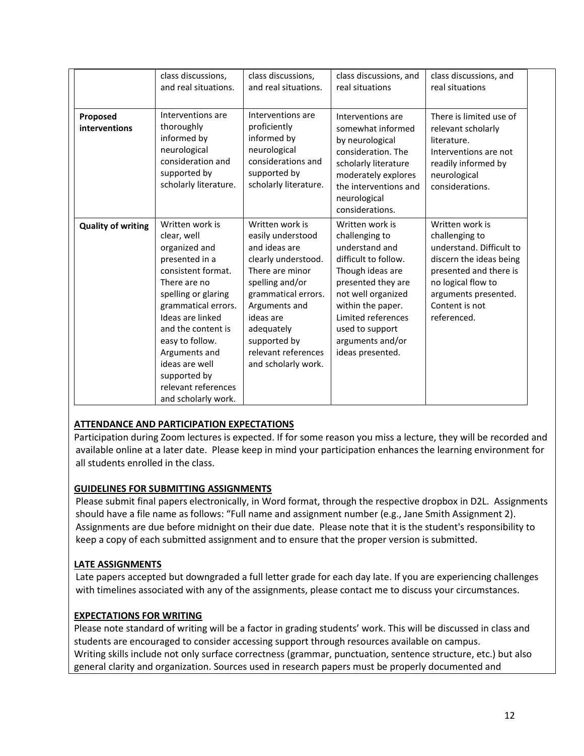| | | | | |
|---|---|---|---|---|
| | class discussions, and real situations. | class discussions, and real situations. | class discussions, and real situations | class discussions, and real situations |
| **Proposed interventions** | Interventions are thoroughly informed by neurological consideration and supported by scholarly literature. | Interventions are proficiently informed by neurological considerations and supported by scholarly literature. | Interventions are somewhat informed by neurological consideration. The scholarly literature moderately explores the interventions and neurological considerations. | There is limited use of relevant scholarly literature. Interventions are not readily informed by neurological considerations. |
| **Quality of writing** | Written work is clear, well organized and presented in a consistent format. There are no spelling or glaring grammatical errors. Ideas are linked and the content is easy to follow. Arguments and ideas are well supported by relevant references and scholarly work. | Written work is easily understood and ideas are clearly understood. There are minor spelling and/or grammatical errors. Arguments and ideas are adequately supported by relevant references and scholarly work. | Written work is challenging to understand and difficult to follow. Though ideas are presented they are not well organized within the paper. Limited references used to support arguments and/or ideas presented. | Written work is challenging to understand. Difficult to discern the ideas being presented and there is no logical flow to arguments presented. Content is not referenced. |

## ATTENDANCE AND PARTICIPATION EXPECTATIONS

Participation during Zoom lectures is expected. If for some reason you miss a lecture, they will be recorded and available online at a later date. Please keep in mind your participation enhances the learning environment for all students enrolled in the class.

## GUIDELINES FOR SUBMITTING ASSIGNMENTS

Please submit final papers electronically, in Word format, through the respective dropbox in D2L. Assignments should have a file name as follows: "Full name and assignment number (e.g., Jane Smith Assignment 2). Assignments are due before midnight on their due date. Please note that it is the student's responsibility to keep a copy of each submitted assignment and to ensure that the proper version is submitted.

## LATE ASSIGNMENTS

Late papers accepted but downgraded a full letter grade for each day late. If you are experiencing challenges with timelines associated with any of the assignments, please contact me to discuss your circumstances.

## EXPECTATIONS FOR WRITING

Please note standard of writing will be a factor in grading students' work. This will be discussed in class and students are encouraged to consider accessing support through resources available on campus.
Writing skills include not only surface correctness (grammar, punctuation, sentence structure, etc.) but also general clarity and organization. Sources used in research papers must be properly documented and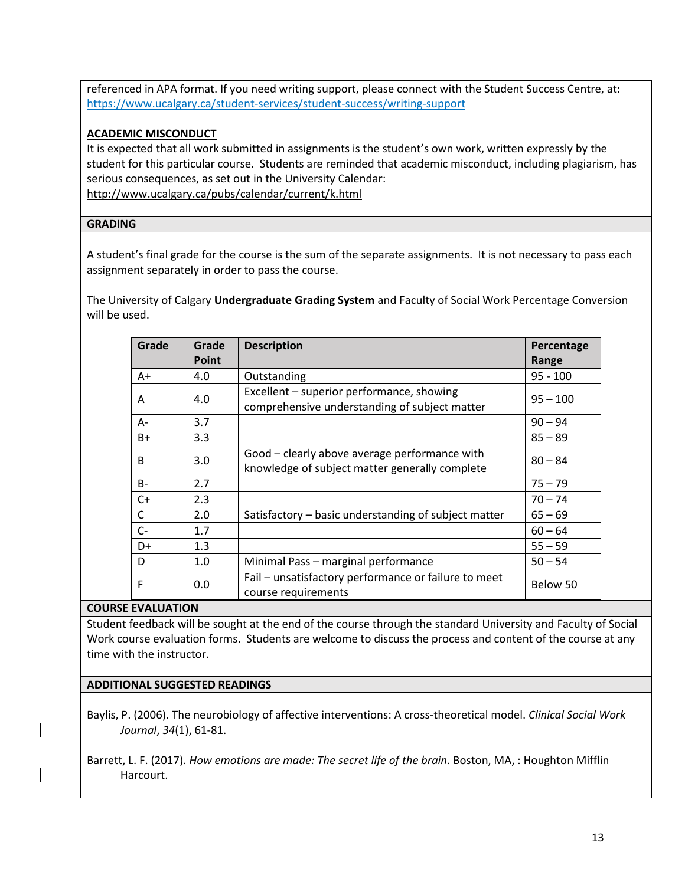referenced in APA format. If you need writing support, please connect with the Student Success Centre, at: https://www.ucalgary.ca/student-services/student-success/writing-support

**ACADEMIC MISCONDUCT**

It is expected that all work submitted in assignments is the student's own work, written expressly by the student for this particular course. Students are reminded that academic misconduct, including plagiarism, has serious consequences, as set out in the University Calendar: http://www.ucalgary.ca/pubs/calendar/current/k.html

## GRADING

A student's final grade for the course is the sum of the separate assignments. It is not necessary to pass each assignment separately in order to pass the course.

The University of Calgary **Undergraduate Grading System** and Faculty of Social Work Percentage Conversion will be used.

| Grade | Grade Point | Description | Percentage Range |
|---|---|---|---|
| A+ | 4.0 | Outstanding | 95 - 100 |
| A | 4.0 | Excellent – superior performance, showing comprehensive understanding of subject matter | 95 – 100 |
| A- | 3.7 | | 90 – 94 |
| B+ | 3.3 | | 85 – 89 |
| B | 3.0 | Good – clearly above average performance with knowledge of subject matter generally complete | 80 – 84 |
| B- | 2.7 | | 75 – 79 |
| C+ | 2.3 | | 70 – 74 |
| C | 2.0 | Satisfactory – basic understanding of subject matter | 65 – 69 |
| C- | 1.7 | | 60 – 64 |
| D+ | 1.3 | | 55 – 59 |
| D | 1.0 | Minimal Pass – marginal performance | 50 – 54 |
| F | 0.0 | Fail – unsatisfactory performance or failure to meet course requirements | Below 50 |

## COURSE EVALUATION

Student feedback will be sought at the end of the course through the standard University and Faculty of Social Work course evaluation forms. Students are welcome to discuss the process and content of the course at any time with the instructor.

## ADDITIONAL SUGGESTED READINGS

Baylis, P. (2006). The neurobiology of affective interventions: A cross-theoretical model. *Clinical Social Work Journal*, *34*(1), 61-81.

Barrett, L. F. (2017). *How emotions are made: The secret life of the brain*. Boston, MA, : Houghton Mifflin Harcourt.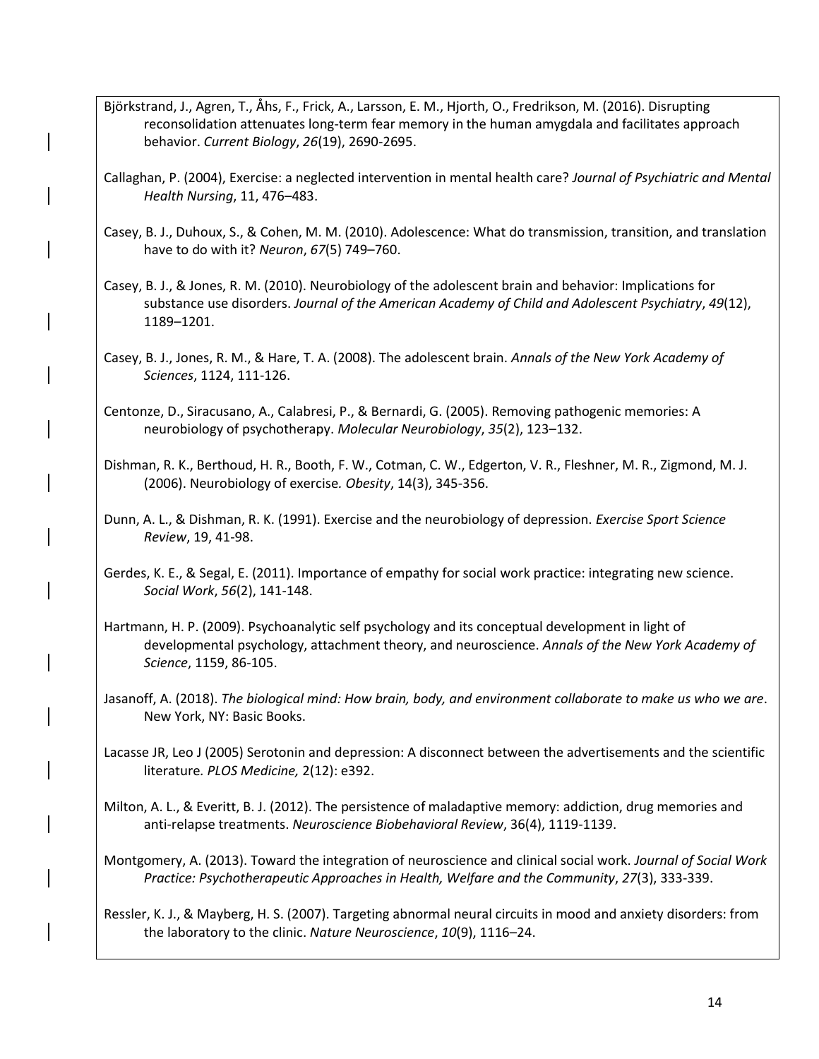Björkstrand, J., Agren, T., Åhs, F., Frick, A., Larsson, E. M., Hjorth, O., Fredrikson, M. (2016). Disrupting reconsolidation attenuates long-term fear memory in the human amygdala and facilitates approach behavior. *Current Biology*, *26*(19), 2690-2695.

Callaghan, P. (2004), Exercise: a neglected intervention in mental health care? *Journal of Psychiatric and Mental Health Nursing*, 11, 476–483.

Casey, B. J., Duhoux, S., & Cohen, M. M. (2010). Adolescence: What do transmission, transition, and translation have to do with it? *Neuron*, *67*(5) 749–760.

Casey, B. J., & Jones, R. M. (2010). Neurobiology of the adolescent brain and behavior: Implications for substance use disorders. *Journal of the American Academy of Child and Adolescent Psychiatry*, *49*(12), 1189–1201.

Casey, B. J., Jones, R. M., & Hare, T. A. (2008). The adolescent brain. *Annals of the New York Academy of Sciences*, 1124, 111-126.

Centonze, D., Siracusano, A., Calabresi, P., & Bernardi, G. (2005). Removing pathogenic memories: A neurobiology of psychotherapy. *Molecular Neurobiology*, *35*(2), 123–132.

Dishman, R. K., Berthoud, H. R., Booth, F. W., Cotman, C. W., Edgerton, V. R., Fleshner, M. R., Zigmond, M. J. (2006). Neurobiology of exercise*. Obesity*, 14(3), 345-356.

Dunn, A. L., & Dishman, R. K. (1991). Exercise and the neurobiology of depression. *Exercise Sport Science Review*, 19, 41-98.

Gerdes, K. E., & Segal, E. (2011). Importance of empathy for social work practice: integrating new science. *Social Work*, *56*(2), 141-148.

Hartmann, H. P. (2009). Psychoanalytic self psychology and its conceptual development in light of developmental psychology, attachment theory, and neuroscience. *Annals of the New York Academy of Science*, 1159, 86-105.

Jasanoff, A. (2018). *The biological mind: How brain, body, and environment collaborate to make us who we are*. New York, NY: Basic Books.

Lacasse JR, Leo J (2005) Serotonin and depression: A disconnect between the advertisements and the scientific literature*. PLOS Medicine,* 2(12): e392.

Milton, A. L., & Everitt, B. J. (2012). The persistence of maladaptive memory: addiction, drug memories and anti-relapse treatments. *Neuroscience Biobehavioral Review*, 36(4), 1119-1139.

Montgomery, A. (2013). Toward the integration of neuroscience and clinical social work. *Journal of Social Work Practice: Psychotherapeutic Approaches in Health, Welfare and the Community*, *27*(3), 333-339.

Ressler, K. J., & Mayberg, H. S. (2007). Targeting abnormal neural circuits in mood and anxiety disorders: from the laboratory to the clinic. *Nature Neuroscience*, *10*(9), 1116–24.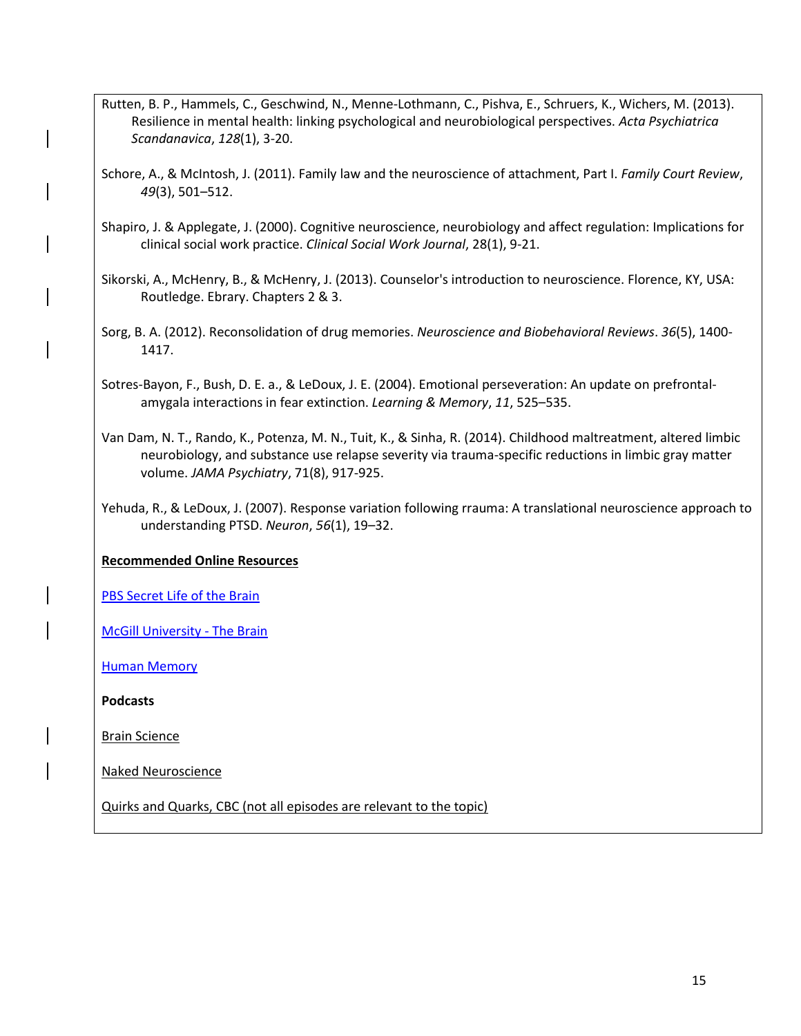Rutten, B. P., Hammels, C., Geschwind, N., Menne-Lothmann, C., Pishva, E., Schruers, K., Wichers, M. (2013). Resilience in mental health: linking psychological and neurobiological perspectives. *Acta Psychiatrica Scandanavica*, *128*(1), 3-20.

Schore, A., & McIntosh, J. (2011). Family law and the neuroscience of attachment, Part I. *Family Court Review*, *49*(3), 501–512.

Shapiro, J. & Applegate, J. (2000). Cognitive neuroscience, neurobiology and affect regulation: Implications for clinical social work practice. *Clinical Social Work Journal*, 28(1), 9-21.

Sikorski, A., McHenry, B., & McHenry, J. (2013). Counselor's introduction to neuroscience. Florence, KY, USA: Routledge. Ebrary. Chapters 2 & 3.

Sorg, B. A. (2012). Reconsolidation of drug memories. *Neuroscience and Biobehavioral Reviews*. *36*(5), 1400-1417.

Sotres-Bayon, F., Bush, D. E. a., & LeDoux, J. E. (2004). Emotional perseveration: An update on prefrontal-amygala interactions in fear extinction. *Learning & Memory*, *11*, 525–535.

Van Dam, N. T., Rando, K., Potenza, M. N., Tuit, K., & Sinha, R. (2014). Childhood maltreatment, altered limbic neurobiology, and substance use relapse severity via trauma-specific reductions in limbic gray matter volume. *JAMA Psychiatry*, 71(8), 917-925.

Yehuda, R., & LeDoux, J. (2007). Response variation following rrauma: A translational neuroscience approach to understanding PTSD. *Neuron*, *56*(1), 19–32.

**Recommended Online Resources**

PBS Secret Life of the Brain

McGill University - The Brain

Human Memory

**Podcasts**

Brain Science

Naked Neuroscience

Quirks and Quarks, CBC (not all episodes are relevant to the topic)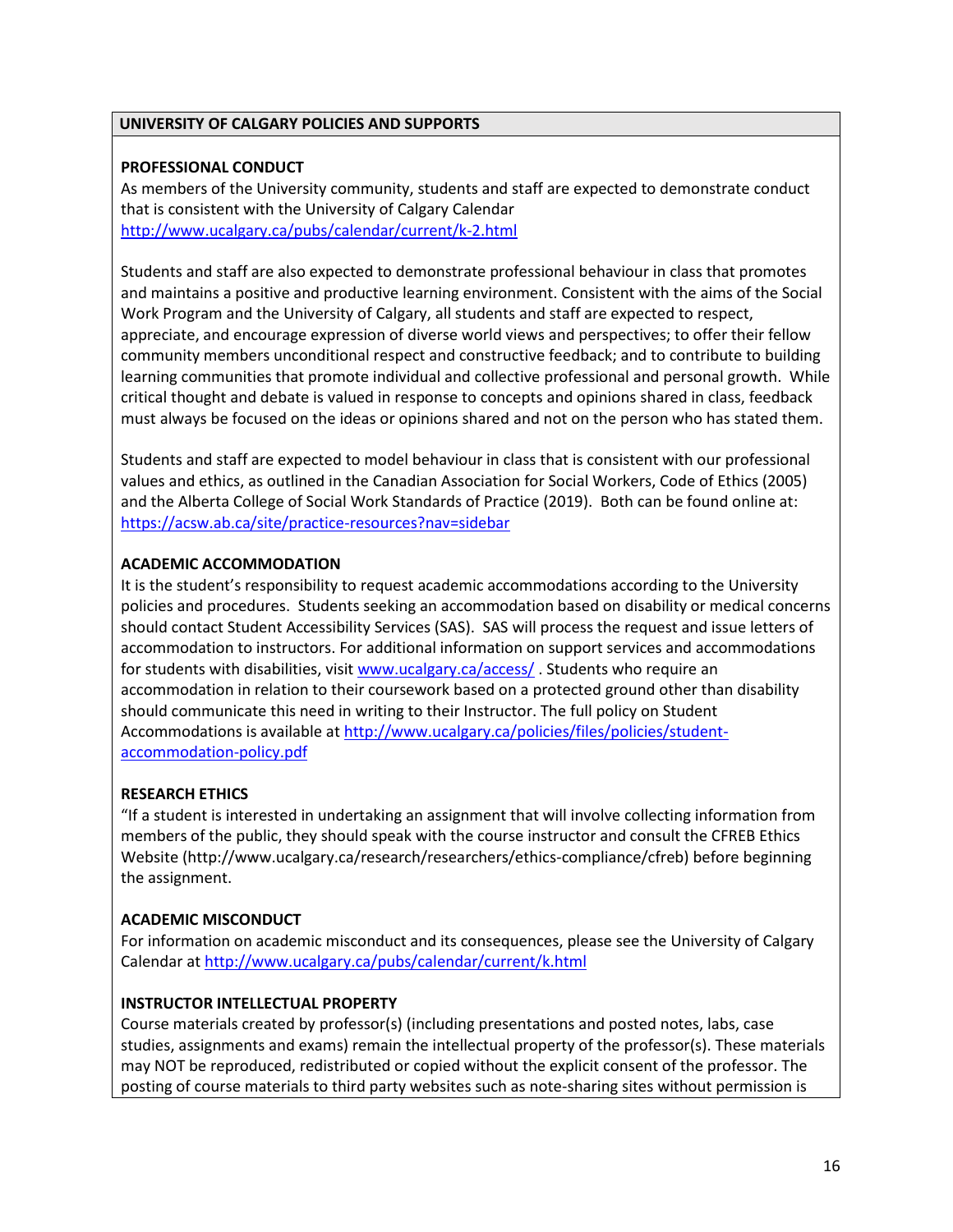## UNIVERSITY OF CALGARY POLICIES AND SUPPORTS

**PROFESSIONAL CONDUCT**

As members of the University community, students and staff are expected to demonstrate conduct that is consistent with the University of Calgary Calendar http://www.ucalgary.ca/pubs/calendar/current/k-2.html

Students and staff are also expected to demonstrate professional behaviour in class that promotes and maintains a positive and productive learning environment. Consistent with the aims of the Social Work Program and the University of Calgary, all students and staff are expected to respect, appreciate, and encourage expression of diverse world views and perspectives; to offer their fellow community members unconditional respect and constructive feedback; and to contribute to building learning communities that promote individual and collective professional and personal growth. While critical thought and debate is valued in response to concepts and opinions shared in class, feedback must always be focused on the ideas or opinions shared and not on the person who has stated them.

Students and staff are expected to model behaviour in class that is consistent with our professional values and ethics, as outlined in the Canadian Association for Social Workers, Code of Ethics (2005) and the Alberta College of Social Work Standards of Practice (2019). Both can be found online at: https://acsw.ab.ca/site/practice-resources?nav=sidebar

**ACADEMIC ACCOMMODATION**

It is the student's responsibility to request academic accommodations according to the University policies and procedures. Students seeking an accommodation based on disability or medical concerns should contact Student Accessibility Services (SAS). SAS will process the request and issue letters of accommodation to instructors. For additional information on support services and accommodations for students with disabilities, visit www.ucalgary.ca/access/ . Students who require an accommodation in relation to their coursework based on a protected ground other than disability should communicate this need in writing to their Instructor. The full policy on Student Accommodations is available at http://www.ucalgary.ca/policies/files/policies/student-accommodation-policy.pdf

**RESEARCH ETHICS**

"If a student is interested in undertaking an assignment that will involve collecting information from members of the public, they should speak with the course instructor and consult the CFREB Ethics Website (http://www.ucalgary.ca/research/researchers/ethics-compliance/cfreb) before beginning the assignment.

**ACADEMIC MISCONDUCT**

For information on academic misconduct and its consequences, please see the University of Calgary Calendar at http://www.ucalgary.ca/pubs/calendar/current/k.html

**INSTRUCTOR INTELLECTUAL PROPERTY**

Course materials created by professor(s) (including presentations and posted notes, labs, case studies, assignments and exams) remain the intellectual property of the professor(s). These materials may NOT be reproduced, redistributed or copied without the explicit consent of the professor. The posting of course materials to third party websites such as note-sharing sites without permission is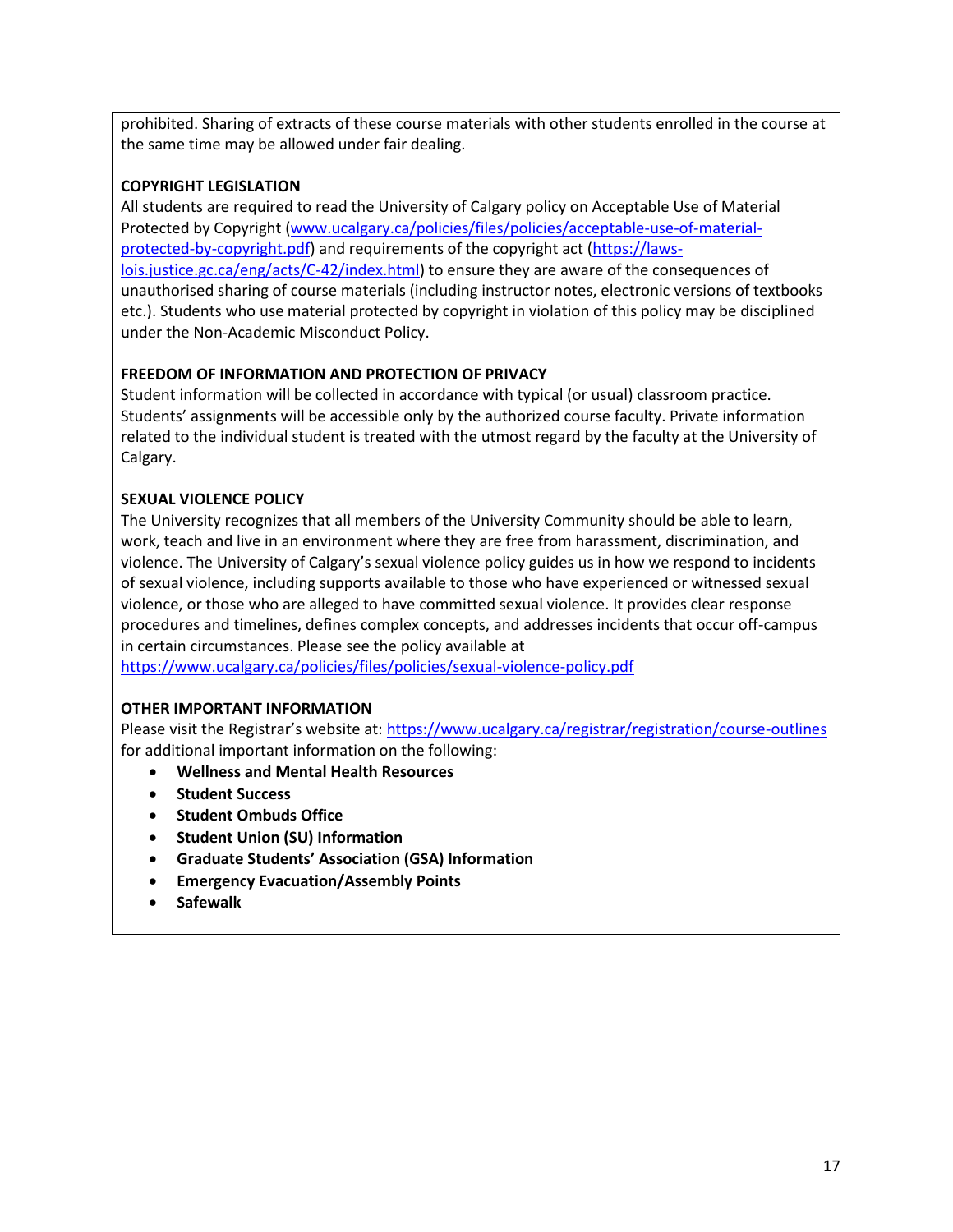prohibited. Sharing of extracts of these course materials with other students enrolled in the course at the same time may be allowed under fair dealing.

**COPYRIGHT LEGISLATION**

All students are required to read the University of Calgary policy on Acceptable Use of Material Protected by Copyright (www.ucalgary.ca/policies/files/policies/acceptable-use-of-material-protected-by-copyright.pdf) and requirements of the copyright act (https://laws-lois.justice.gc.ca/eng/acts/C-42/index.html) to ensure they are aware of the consequences of unauthorised sharing of course materials (including instructor notes, electronic versions of textbooks etc.). Students who use material protected by copyright in violation of this policy may be disciplined under the Non-Academic Misconduct Policy.

**FREEDOM OF INFORMATION AND PROTECTION OF PRIVACY**

Student information will be collected in accordance with typical (or usual) classroom practice. Students' assignments will be accessible only by the authorized course faculty. Private information related to the individual student is treated with the utmost regard by the faculty at the University of Calgary.

**SEXUAL VIOLENCE POLICY**

The University recognizes that all members of the University Community should be able to learn, work, teach and live in an environment where they are free from harassment, discrimination, and violence. The University of Calgary's sexual violence policy guides us in how we respond to incidents of sexual violence, including supports available to those who have experienced or witnessed sexual violence, or those who are alleged to have committed sexual violence. It provides clear response procedures and timelines, defines complex concepts, and addresses incidents that occur off-campus in certain circumstances. Please see the policy available at https://www.ucalgary.ca/policies/files/policies/sexual-violence-policy.pdf

**OTHER IMPORTANT INFORMATION**

Please visit the Registrar's website at: https://www.ucalgary.ca/registrar/registration/course-outlines for additional important information on the following:

- **Wellness and Mental Health Resources**
- **Student Success**
- **Student Ombuds Office**
- **Student Union (SU) Information**
- **Graduate Students' Association (GSA) Information**
- **Emergency Evacuation/Assembly Points**
- **Safewalk**